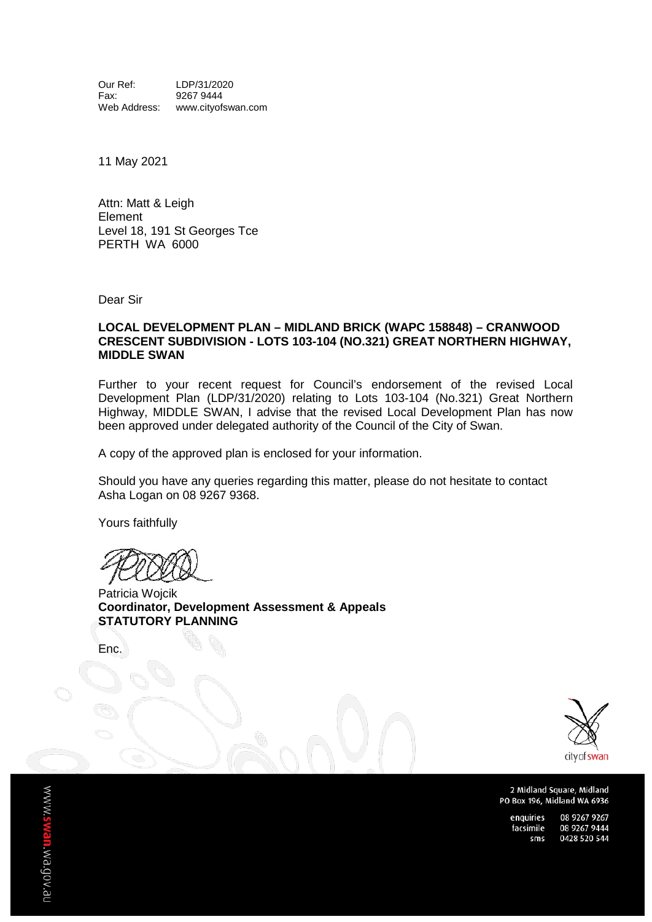Our Ref: LDP/31/2020
Fax: 9267 9444
Web Address: www.cityofswan.com

11 May 2021

Attn: Matt & Leigh
Element
Level 18, 191 St Georges Tce
PERTH WA 6000

Dear Sir

**LOCAL DEVELOPMENT PLAN – MIDLAND BRICK (WAPC 158848) – CRANWOOD CRESCENT SUBDIVISION - LOTS 103-104 (NO.321) GREAT NORTHERN HIGHWAY, MIDDLE SWAN**

Further to your recent request for Council's endorsement of the revised Local Development Plan (LDP/31/2020) relating to Lots 103-104 (No.321) Great Northern Highway, MIDDLE SWAN, I advise that the revised Local Development Plan has now been approved under delegated authority of the Council of the City of Swan.

A copy of the approved plan is enclosed for your information.

Should you have any queries regarding this matter, please do not hesitate to contact Asha Logan on 08 9267 9368.

Yours faithfully

Patricia Wojcik
**Coordinator, Development Assessment & Appeals**
**STATUTORY PLANNING**

Enc.

city of swan

2 Midland Square, Midland
PO Box 196, Midland WA 6936

enquiries 08 9267 9267
facsimile 08 9267 9444
sms 0428 520 544

www.swan.wa.gov.au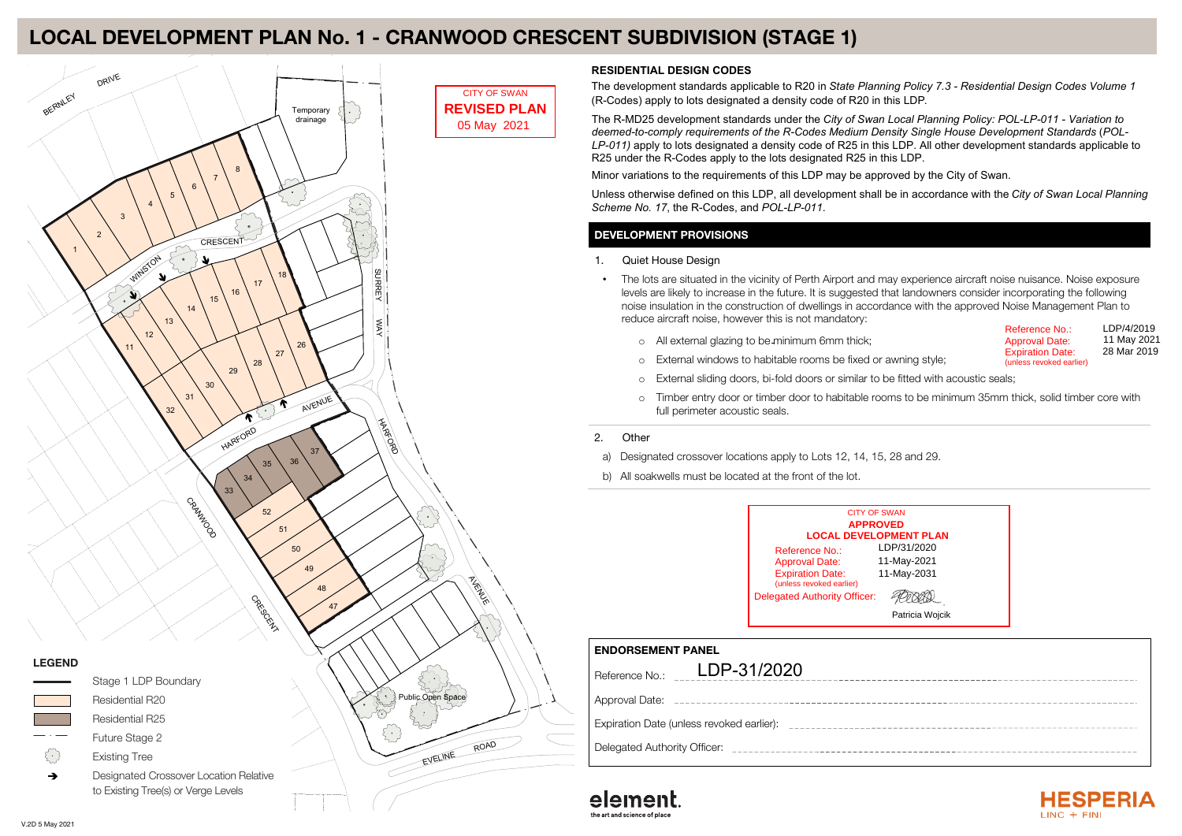# LOCAL DEVELOPMENT PLAN No. 1 - CRANWOOD CRESCENT SUBDIVISION (STAGE 1)

CITY OF SWAN
**REVISED PLAN**
05 May 2021

BERNLEY DRIVE
Temporary drainage
WINSTON CRESCENT
SURREY WAY
HARFORD AVENUE
CRANWOOD CRESCENT
AVENUE
Public Open Space
EVELINE ROAD

1 2 3 4 5 6 7 8 11 12 13 14 15 16 17 18 26 27 28 29 30 31 32 33 34 35 36 37 47 48 49 50 51 52

## LEGEND

- Stage 1 LDP Boundary
- Residential R20
- Residential R25
- Future Stage 2
- Existing Tree
- Designated Crossover Location Relative to Existing Tree(s) or Verge Levels

V.2D 5 May 2021

## RESIDENTIAL DESIGN CODES

The development standards applicable to R20 in *State Planning Policy 7.3 - Residential Design Codes Volume 1* (R-Codes) apply to lots designated a density code of R20 in this LDP.

The R-MD25 development standards under the City of Swan *Local Planning Policy: POL-LP-011 - Variation to deemed-to-comply requirements of the R-Codes Medium Density Single House Development Standards* (*POL-LP-011)* apply to lots designated a density code of R25 in this LDP. All other development standards applicable to R25 under the R-Codes apply to the lots designated R25 in this LDP.

Minor variations to the requirements of this LDP may be approved by the City of Swan.

Unless otherwise defined on this LDP, all development shall be in accordance with the *City of Swan Local Planning Scheme No. 17*, the R-Codes, and *POL-LP-011*.

## DEVELOPMENT PROVISIONS

1. Quiet House Design

- The lots are situated in the vicinity of Perth Airport and may experience aircraft noise nuisance. Noise exposure levels are likely to increase in the future. It is suggested that landowners consider incorporating the following noise insulation in the construction of dwellings in accordance with the approved Noise Management Plan to reduce aircraft noise, however this is not mandatory:
  - All external glazing to be minimum 6mm thick;
  - External windows to habitable rooms be fixed or awning style;
  - External sliding doors, bi-fold doors or similar to be fitted with acoustic seals;
  - Timber entry door or timber door to habitable rooms to be minimum 35mm thick, solid timber core with full perimeter acoustic seals.

| | |
|---|---|
| Reference No.: | LDP/4/2019 |
| Approval Date: | 11 May 2021 |
| Expiration Date: (unless revoked earlier) | 28 Mar 2019 |

2. Other

a) Designated crossover locations apply to Lots 12, 14, 15, 28 and 29.

b) All soakwells must be located at the front of the lot.

CITY OF SWAN
**APPROVED LOCAL DEVELOPMENT PLAN**

| | |
|---|---|
| Reference No.: | LDP/31/2020 |
| Approval Date: | 11-May-2021 |
| Expiration Date: (unless revoked earlier) | 11-May-2031 |
| Delegated Authority Officer: | Patricia Wojcik |

## ENDORSEMENT PANEL

Reference No.: LDP-31/2020

Approval Date:

Expiration Date (unless revoked earlier):

Delegated Authority Officer:

element. the art and science of place

HESPERIA LINC + FINI